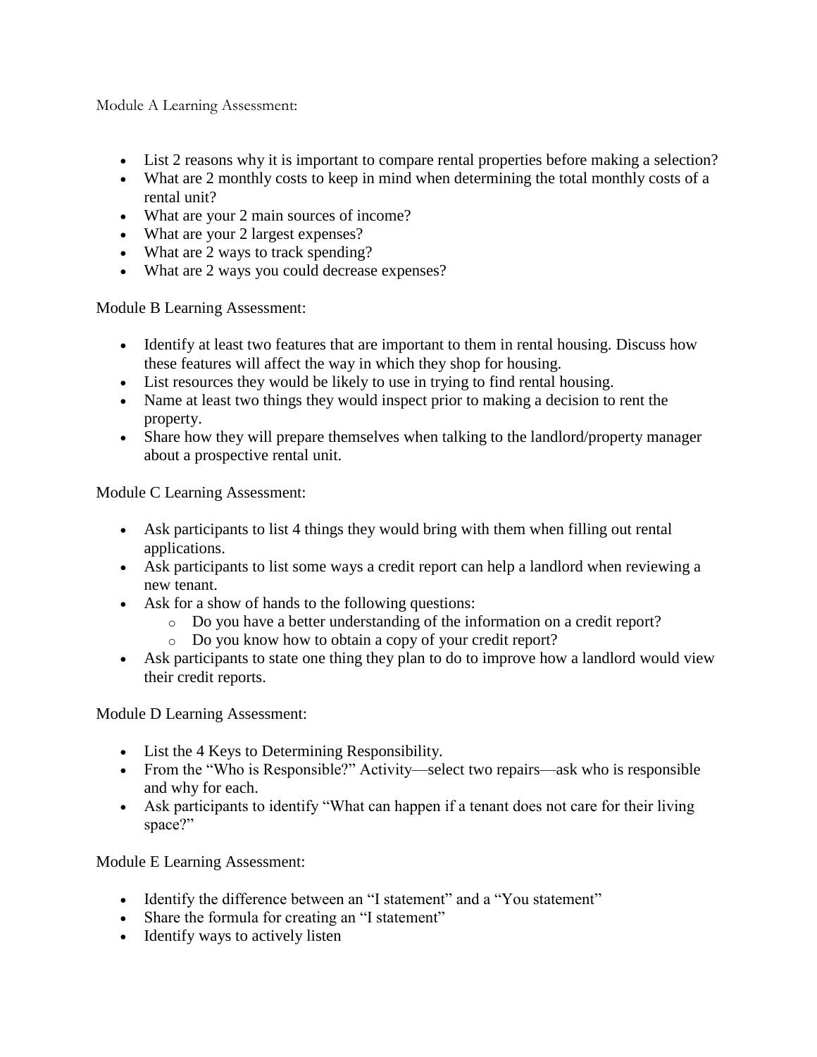Module A Learning Assessment:

- List 2 reasons why it is important to compare rental properties before making a selection?
- What are 2 monthly costs to keep in mind when determining the total monthly costs of a rental unit?
- What are your 2 main sources of income?
- What are your 2 largest expenses?
- What are 2 ways to track spending?
- What are 2 ways you could decrease expenses?

Module B Learning Assessment:

- Identify at least two features that are important to them in rental housing. Discuss how these features will affect the way in which they shop for housing.
- List resources they would be likely to use in trying to find rental housing.
- Name at least two things they would inspect prior to making a decision to rent the property.
- Share how they will prepare themselves when talking to the landlord/property manager about a prospective rental unit.

Module C Learning Assessment:

- Ask participants to list 4 things they would bring with them when filling out rental applications.
- Ask participants to list some ways a credit report can help a landlord when reviewing a new tenant.
- Ask for a show of hands to the following questions:
  - Do you have a better understanding of the information on a credit report?
  - Do you know how to obtain a copy of your credit report?
- Ask participants to state one thing they plan to do to improve how a landlord would view their credit reports.

Module D Learning Assessment:

- List the 4 Keys to Determining Responsibility.
- From the "Who is Responsible?" Activity—select two repairs—ask who is responsible and why for each.
- Ask participants to identify "What can happen if a tenant does not care for their living space?"

Module E Learning Assessment:

- Identify the difference between an "I statement" and a "You statement"
- Share the formula for creating an "I statement"
- Identify ways to actively listen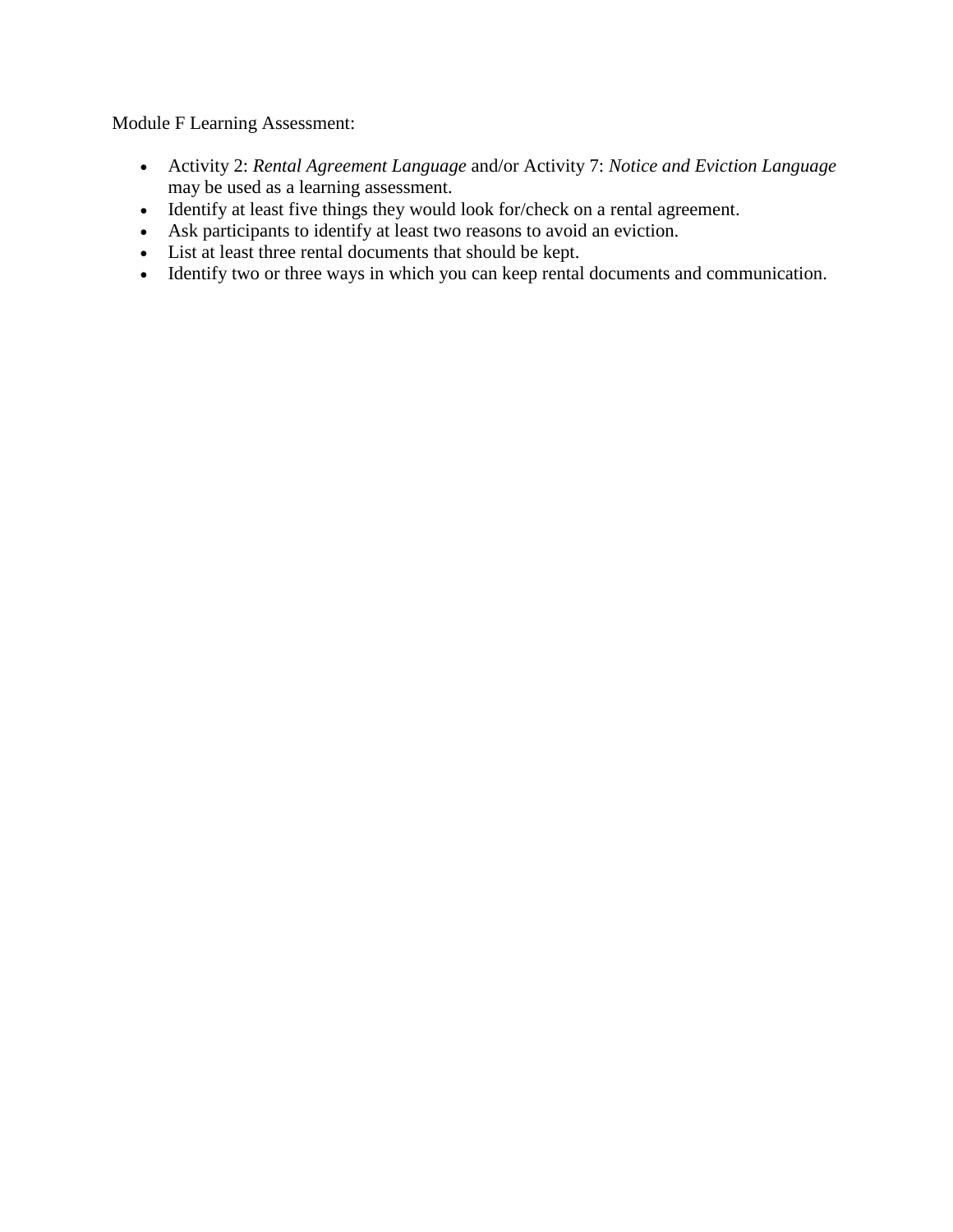Module F Learning Assessment:

- Activity 2: *Rental Agreement Language* and/or Activity 7: *Notice and Eviction Language* may be used as a learning assessment.
- Identify at least five things they would look for/check on a rental agreement.
- Ask participants to identify at least two reasons to avoid an eviction.
- List at least three rental documents that should be kept.
- Identify two or three ways in which you can keep rental documents and communication.